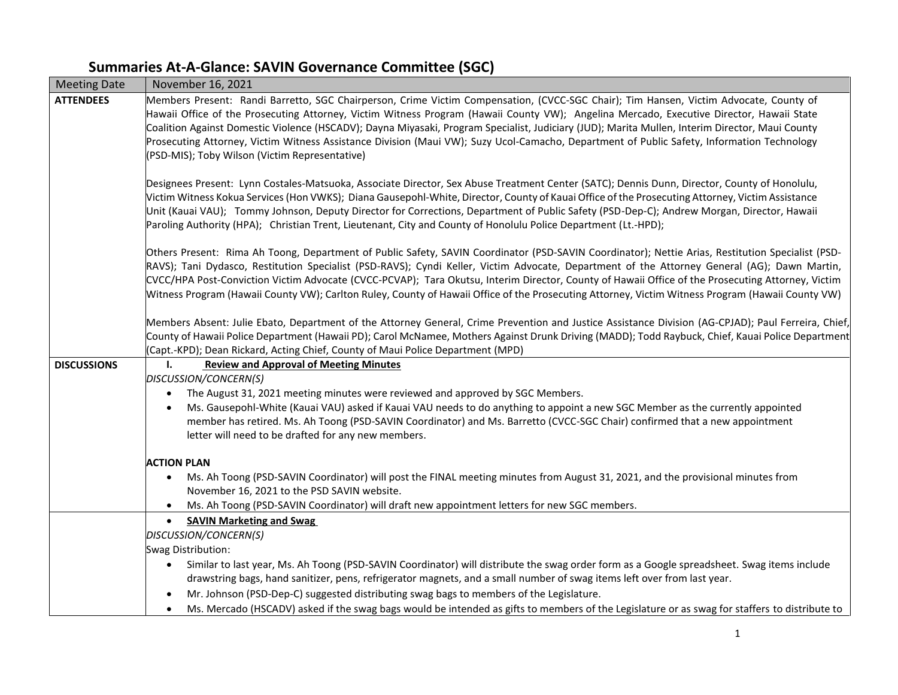# Summaries At-A-Glance: SAVIN Governance Committee (SGC)

| Meeting Date | November 16, 2021 |
|---|---|
| **ATTENDEES** | Members Present: Randi Barretto, SGC Chairperson, Crime Victim Compensation, (CVCC-SGC Chair); Tim Hansen, Victim Advocate, County of Hawaii Office of the Prosecuting Attorney, Victim Witness Program (Hawaii County VW); Angelina Mercado, Executive Director, Hawaii State Coalition Against Domestic Violence (HSCADV); Dayna Miyasaki, Program Specialist, Judiciary (JUD); Marita Mullen, Interim Director, Maui County Prosecuting Attorney, Victim Witness Assistance Division (Maui VW); Suzy Ucol-Camacho, Department of Public Safety, Information Technology (PSD-MIS); Toby Wilson (Victim Representative)<br><br>Designees Present: Lynn Costales-Matsuoka, Associate Director, Sex Abuse Treatment Center (SATC); Dennis Dunn, Director, County of Honolulu, Victim Witness Kokua Services (Hon VWKS); Diana Gausepohl-White, Director, County of Kauai Office of the Prosecuting Attorney, Victim Assistance Unit (Kauai VAU); Tommy Johnson, Deputy Director for Corrections, Department of Public Safety (PSD-Dep-C); Andrew Morgan, Director, Hawaii Paroling Authority (HPA); Christian Trent, Lieutenant, City and County of Honolulu Police Department (Lt.-HPD);<br><br>Others Present: Rima Ah Toong, Department of Public Safety, SAVIN Coordinator (PSD-SAVIN Coordinator); Nettie Arias, Restitution Specialist (PSD-RAVS); Tani Dydasco, Restitution Specialist (PSD-RAVS); Cyndi Keller, Victim Advocate, Department of the Attorney General (AG); Dawn Martin, CVCC/HPA Post-Conviction Victim Advocate (CVCC-PCVAP); Tara Okutsu, Interim Director, County of Hawaii Office of the Prosecuting Attorney, Victim Witness Program (Hawaii County VW); Carlton Ruley, County of Hawaii Office of the Prosecuting Attorney, Victim Witness Program (Hawaii County VW)<br><br>Members Absent: Julie Ebato, Department of the Attorney General, Crime Prevention and Justice Assistance Division (AG-CPJAD); Paul Ferreira, Chief, County of Hawaii Police Department (Hawaii PD); Carol McNamee, Mothers Against Drunk Driving (MADD); Todd Raybuck, Chief, Kauai Police Department (Capt.-KPD); Dean Rickard, Acting Chief, County of Maui Police Department (MPD) |
| **DISCUSSIONS** | **I. Review and Approval of Meeting Minutes**<br>*DISCUSSION/CONCERN(S)*<br>• The August 31, 2021 meeting minutes were reviewed and approved by SGC Members.<br>• Ms. Gausepohl-White (Kauai VAU) asked if Kauai VAU needs to do anything to appoint a new SGC Member as the currently appointed member has retired. Ms. Ah Toong (PSD-SAVIN Coordinator) and Ms. Barretto (CVCC-SGC Chair) confirmed that a new appointment letter will need to be drafted for any new members.<br><br>**ACTION PLAN**<br>• Ms. Ah Toong (PSD-SAVIN Coordinator) will post the FINAL meeting minutes from August 31, 2021, and the provisional minutes from November 16, 2021 to the PSD SAVIN website.<br>• Ms. Ah Toong (PSD-SAVIN Coordinator) will draft new appointment letters for new SGC members. |
| | • **SAVIN Marketing and Swag**<br>*DISCUSSION/CONCERN(S)*<br>Swag Distribution:<br>• Similar to last year, Ms. Ah Toong (PSD-SAVIN Coordinator) will distribute the swag order form as a Google spreadsheet. Swag items include drawstring bags, hand sanitizer, pens, refrigerator magnets, and a small number of swag items left over from last year.<br>• Mr. Johnson (PSD-Dep-C) suggested distributing swag bags to members of the Legislature.<br>• Ms. Mercado (HSCADV) asked if the swag bags would be intended as gifts to members of the Legislature or as swag for staffers to distribute to |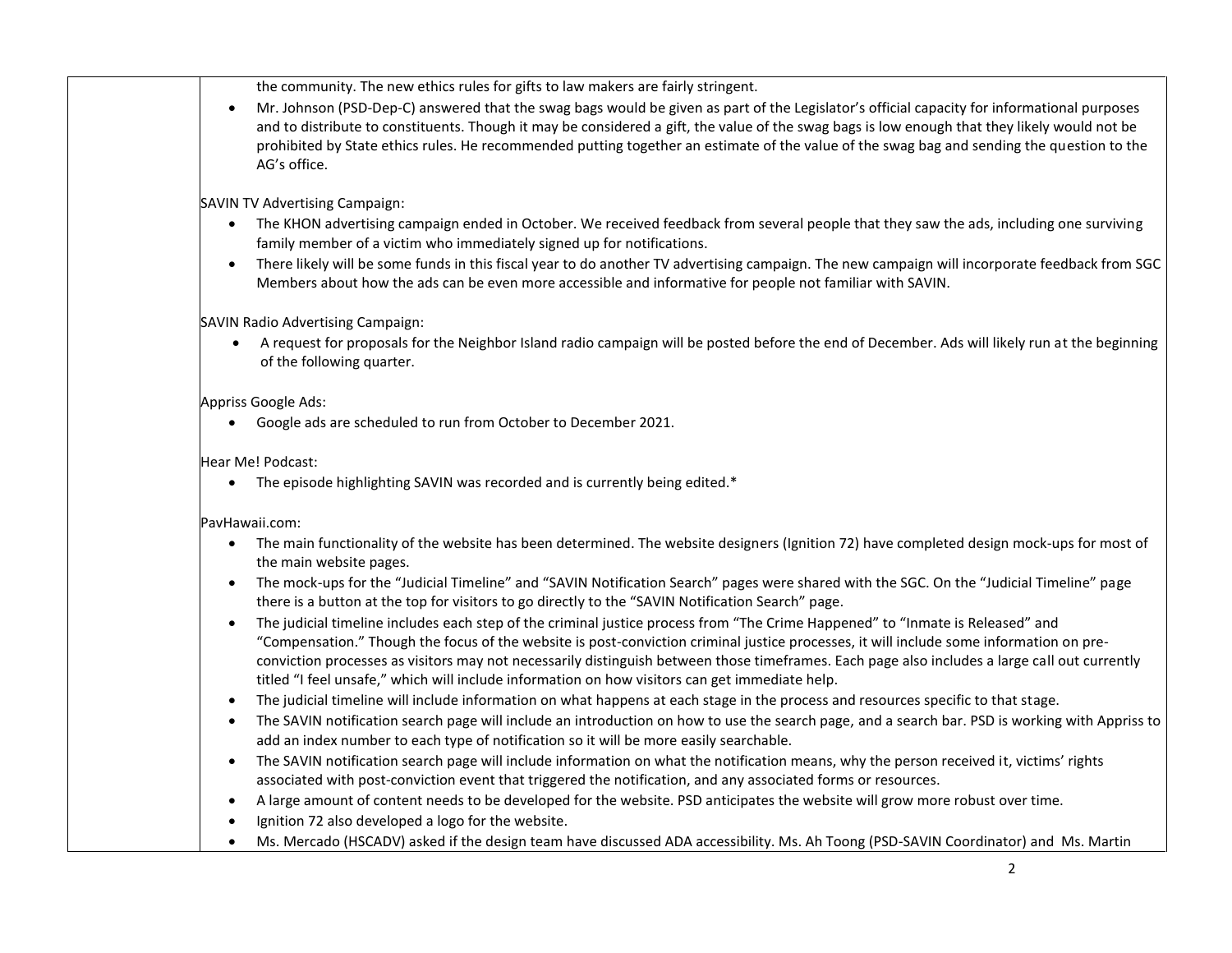| | |
|---|---|
| | the community. The new ethics rules for gifts to law makers are fairly stringent.<br>• Mr. Johnson (PSD-Dep-C) answered that the swag bags would be given as part of the Legislator's official capacity for informational purposes and to distribute to constituents. Though it may be considered a gift, the value of the swag bags is low enough that they likely would not be prohibited by State ethics rules. He recommended putting together an estimate of the value of the swag bag and sending the question to the AG's office.<br><br>SAVIN TV Advertising Campaign:<br>• The KHON advertising campaign ended in October. We received feedback from several people that they saw the ads, including one surviving family member of a victim who immediately signed up for notifications.<br>• There likely will be some funds in this fiscal year to do another TV advertising campaign. The new campaign will incorporate feedback from SGC Members about how the ads can be even more accessible and informative for people not familiar with SAVIN.<br><br>SAVIN Radio Advertising Campaign:<br>• A request for proposals for the Neighbor Island radio campaign will be posted before the end of December. Ads will likely run at the beginning of the following quarter.<br><br>Appriss Google Ads:<br>• Google ads are scheduled to run from October to December 2021.<br><br>Hear Me! Podcast:<br>• The episode highlighting SAVIN was recorded and is currently being edited.*<br><br>PavHawaii.com:<br>• The main functionality of the website has been determined. The website designers (Ignition 72) have completed design mock-ups for most of the main website pages.<br>• The mock-ups for the "Judicial Timeline" and "SAVIN Notification Search" pages were shared with the SGC. On the "Judicial Timeline" page there is a button at the top for visitors to go directly to the "SAVIN Notification Search" page.<br>• The judicial timeline includes each step of the criminal justice process from "The Crime Happened" to "Inmate is Released" and "Compensation." Though the focus of the website is post-conviction criminal justice processes, it will include some information on pre-conviction processes as visitors may not necessarily distinguish between those timeframes. Each page also includes a large call out currently titled "I feel unsafe," which will include information on how visitors can get immediate help.<br>• The judicial timeline will include information on what happens at each stage in the process and resources specific to that stage.<br>• The SAVIN notification search page will include an introduction on how to use the search page, and a search bar. PSD is working with Appriss to add an index number to each type of notification so it will be more easily searchable.<br>• The SAVIN notification search page will include information on what the notification means, why the person received it, victims' rights associated with post-conviction event that triggered the notification, and any associated forms or resources.<br>• A large amount of content needs to be developed for the website. PSD anticipates the website will grow more robust over time.<br>• Ignition 72 also developed a logo for the website.<br>• Ms. Mercado (HSCADV) asked if the design team have discussed ADA accessibility. Ms. Ah Toong (PSD-SAVIN Coordinator) and Ms. Martin |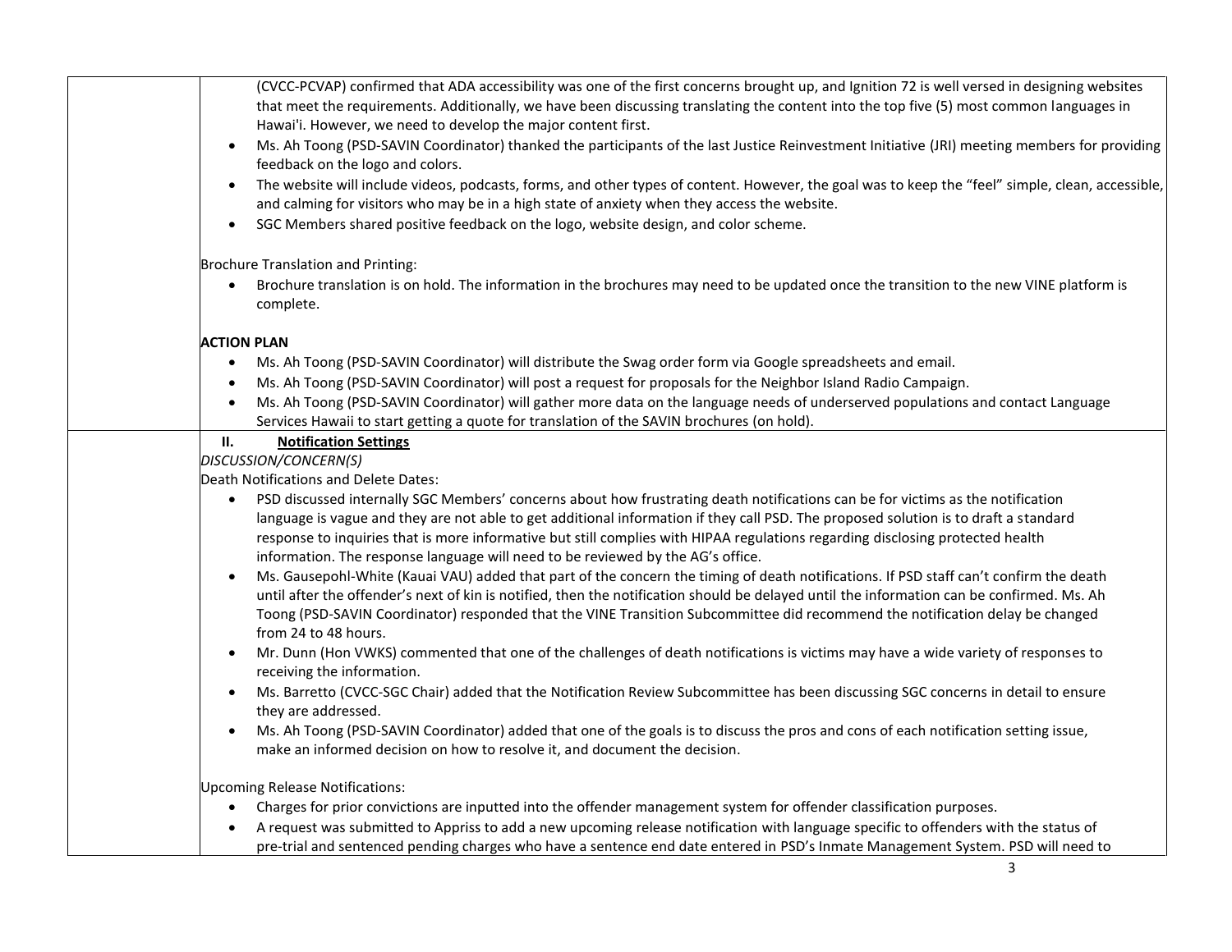(CVCC-PCVAP) confirmed that ADA accessibility was one of the first concerns brought up, and Ignition 72 is well versed in designing websites that meet the requirements. Additionally, we have been discussing translating the content into the top five (5) most common languages in Hawai'i. However, we need to develop the major content first.

- Ms. Ah Toong (PSD-SAVIN Coordinator) thanked the participants of the last Justice Reinvestment Initiative (JRI) meeting members for providing feedback on the logo and colors.
- The website will include videos, podcasts, forms, and other types of content. However, the goal was to keep the "feel" simple, clean, accessible, and calming for visitors who may be in a high state of anxiety when they access the website.
- SGC Members shared positive feedback on the logo, website design, and color scheme.

Brochure Translation and Printing:

- Brochure translation is on hold. The information in the brochures may need to be updated once the transition to the new VINE platform is complete.

**ACTION PLAN**

- Ms. Ah Toong (PSD-SAVIN Coordinator) will distribute the Swag order form via Google spreadsheets and email.
- Ms. Ah Toong (PSD-SAVIN Coordinator) will post a request for proposals for the Neighbor Island Radio Campaign.
- Ms. Ah Toong (PSD-SAVIN Coordinator) will gather more data on the language needs of underserved populations and contact Language Services Hawaii to start getting a quote for translation of the SAVIN brochures (on hold).

## II. **Notification Settings**

*DISCUSSION/CONCERN(S)*

Death Notifications and Delete Dates:

- PSD discussed internally SGC Members' concerns about how frustrating death notifications can be for victims as the notification language is vague and they are not able to get additional information if they call PSD. The proposed solution is to draft a standard response to inquiries that is more informative but still complies with HIPAA regulations regarding disclosing protected health information. The response language will need to be reviewed by the AG's office.
- Ms. Gausepohl-White (Kauai VAU) added that part of the concern the timing of death notifications. If PSD staff can't confirm the death until after the offender's next of kin is notified, then the notification should be delayed until the information can be confirmed. Ms. Ah Toong (PSD-SAVIN Coordinator) responded that the VINE Transition Subcommittee did recommend the notification delay be changed from 24 to 48 hours.
- Mr. Dunn (Hon VWKS) commented that one of the challenges of death notifications is victims may have a wide variety of responses to receiving the information.
- Ms. Barretto (CVCC-SGC Chair) added that the Notification Review Subcommittee has been discussing SGC concerns in detail to ensure they are addressed.
- Ms. Ah Toong (PSD-SAVIN Coordinator) added that one of the goals is to discuss the pros and cons of each notification setting issue, make an informed decision on how to resolve it, and document the decision.

Upcoming Release Notifications:

- Charges for prior convictions are inputted into the offender management system for offender classification purposes.
- A request was submitted to Appriss to add a new upcoming release notification with language specific to offenders with the status of pre-trial and sentenced pending charges who have a sentence end date entered in PSD's Inmate Management System. PSD will need to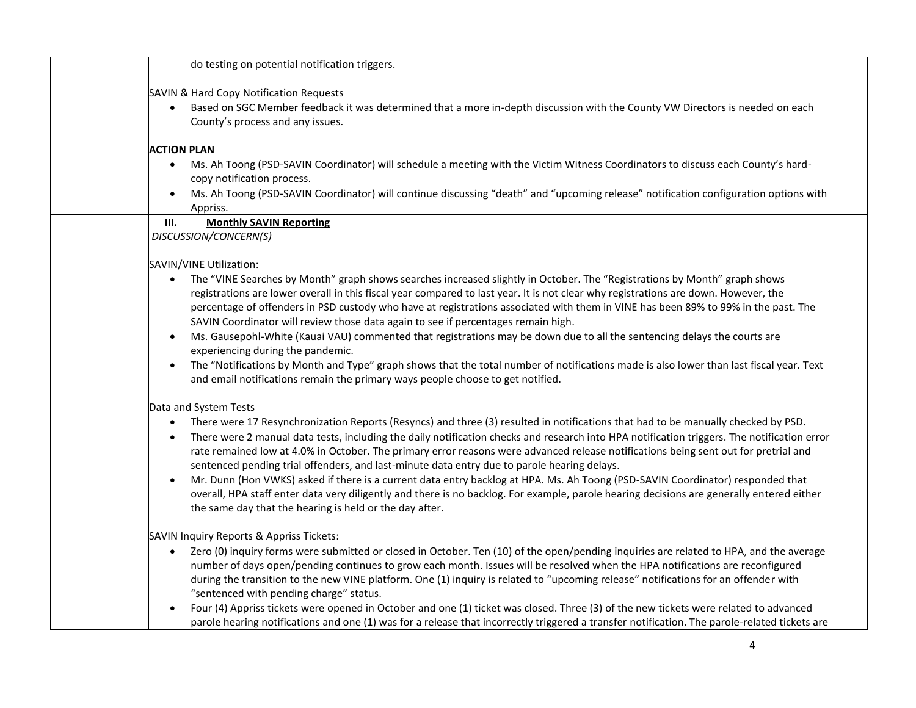| | do testing on potential notification triggers.<br><br>SAVIN & Hard Copy Notification Requests<br>• Based on SGC Member feedback it was determined that a more in-depth discussion with the County VW Directors is needed on each County's process and any issues.<br><br>**ACTION PLAN**<br>• Ms. Ah Toong (PSD-SAVIN Coordinator) will schedule a meeting with the Victim Witness Coordinators to discuss each County's hard-copy notification process.<br>• Ms. Ah Toong (PSD-SAVIN Coordinator) will continue discussing "death" and "upcoming release" notification configuration options with Appriss. |
|---|---|
| | **III. Monthly SAVIN Reporting**<br>*DISCUSSION/CONCERN(S)*<br><br>SAVIN/VINE Utilization:<br>• The "VINE Searches by Month" graph shows searches increased slightly in October. The "Registrations by Month" graph shows registrations are lower overall in this fiscal year compared to last year. It is not clear why registrations are down. However, the percentage of offenders in PSD custody who have at registrations associated with them in VINE has been 89% to 99% in the past. The SAVIN Coordinator will review those data again to see if percentages remain high.<br>• Ms. Gausepohl-White (Kauai VAU) commented that registrations may be down due to all the sentencing delays the courts are experiencing during the pandemic.<br>• The "Notifications by Month and Type" graph shows that the total number of notifications made is also lower than last fiscal year. Text and email notifications remain the primary ways people choose to get notified.<br><br>Data and System Tests<br>• There were 17 Resynchronization Reports (Resyncs) and three (3) resulted in notifications that had to be manually checked by PSD.<br>• There were 2 manual data tests, including the daily notification checks and research into HPA notification triggers. The notification error rate remained low at 4.0% in October. The primary error reasons were advanced release notifications being sent out for pretrial and sentenced pending trial offenders, and last-minute data entry due to parole hearing delays.<br>• Mr. Dunn (Hon VWKS) asked if there is a current data entry backlog at HPA. Ms. Ah Toong (PSD-SAVIN Coordinator) responded that overall, HPA staff enter data very diligently and there is no backlog. For example, parole hearing decisions are generally entered either the same day that the hearing is held or the day after.<br><br>SAVIN Inquiry Reports & Appriss Tickets:<br>• Zero (0) inquiry forms were submitted or closed in October. Ten (10) of the open/pending inquiries are related to HPA, and the average number of days open/pending continues to grow each month. Issues will be resolved when the HPA notifications are reconfigured during the transition to the new VINE platform. One (1) inquiry is related to "upcoming release" notifications for an offender with "sentenced with pending charge" status.<br>• Four (4) Appriss tickets were opened in October and one (1) ticket was closed. Three (3) of the new tickets were related to advanced parole hearing notifications and one (1) was for a release that incorrectly triggered a transfer notification. The parole-related tickets are |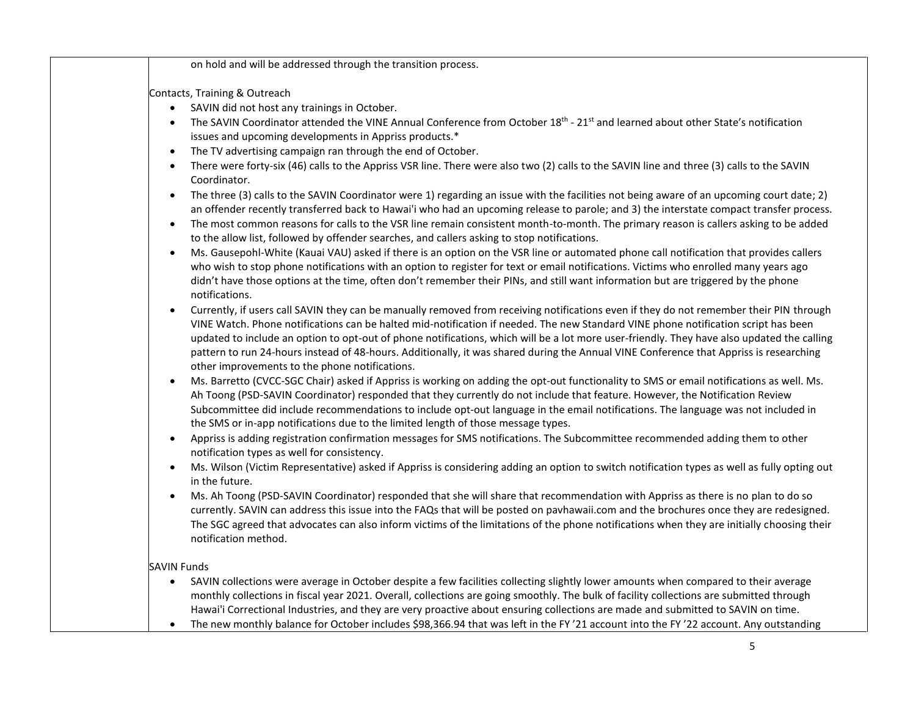on hold and will be addressed through the transition process.

Contacts, Training & Outreach

- SAVIN did not host any trainings in October.
- The SAVIN Coordinator attended the VINE Annual Conference from October 18th - 21st and learned about other State's notification issues and upcoming developments in Appriss products.*
- The TV advertising campaign ran through the end of October.
- There were forty-six (46) calls to the Appriss VSR line. There were also two (2) calls to the SAVIN line and three (3) calls to the SAVIN Coordinator.
- The three (3) calls to the SAVIN Coordinator were 1) regarding an issue with the facilities not being aware of an upcoming court date; 2) an offender recently transferred back to Hawai'i who had an upcoming release to parole; and 3) the interstate compact transfer process.
- The most common reasons for calls to the VSR line remain consistent month-to-month. The primary reason is callers asking to be added to the allow list, followed by offender searches, and callers asking to stop notifications.
- Ms. Gausepohl-White (Kauai VAU) asked if there is an option on the VSR line or automated phone call notification that provides callers who wish to stop phone notifications with an option to register for text or email notifications. Victims who enrolled many years ago didn't have those options at the time, often don't remember their PINs, and still want information but are triggered by the phone notifications.
- Currently, if users call SAVIN they can be manually removed from receiving notifications even if they do not remember their PIN through VINE Watch. Phone notifications can be halted mid-notification if needed. The new Standard VINE phone notification script has been updated to include an option to opt-out of phone notifications, which will be a lot more user-friendly. They have also updated the calling pattern to run 24-hours instead of 48-hours. Additionally, it was shared during the Annual VINE Conference that Appriss is researching other improvements to the phone notifications.
- Ms. Barretto (CVCC-SGC Chair) asked if Appriss is working on adding the opt-out functionality to SMS or email notifications as well. Ms. Ah Toong (PSD-SAVIN Coordinator) responded that they currently do not include that feature. However, the Notification Review Subcommittee did include recommendations to include opt-out language in the email notifications. The language was not included in the SMS or in-app notifications due to the limited length of those message types.
- Appriss is adding registration confirmation messages for SMS notifications. The Subcommittee recommended adding them to other notification types as well for consistency.
- Ms. Wilson (Victim Representative) asked if Appriss is considering adding an option to switch notification types as well as fully opting out in the future.
- Ms. Ah Toong (PSD-SAVIN Coordinator) responded that she will share that recommendation with Appriss as there is no plan to do so currently. SAVIN can address this issue into the FAQs that will be posted on pavhawaii.com and the brochures once they are redesigned. The SGC agreed that advocates can also inform victims of the limitations of the phone notifications when they are initially choosing their notification method.

SAVIN Funds

- SAVIN collections were average in October despite a few facilities collecting slightly lower amounts when compared to their average monthly collections in fiscal year 2021. Overall, collections are going smoothly. The bulk of facility collections are submitted through Hawai'i Correctional Industries, and they are very proactive about ensuring collections are made and submitted to SAVIN on time.
- The new monthly balance for October includes $98,366.94 that was left in the FY '21 account into the FY '22 account. Any outstanding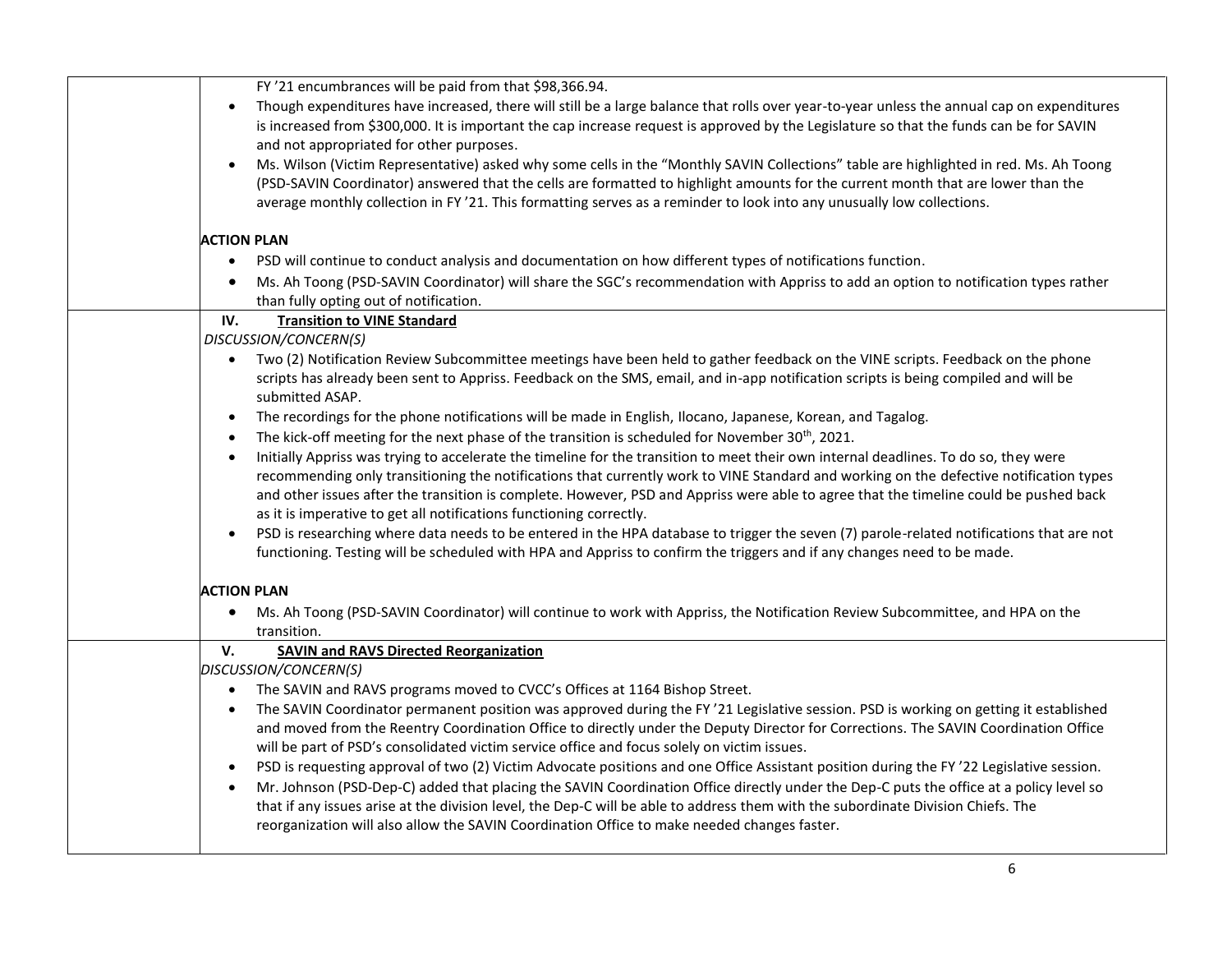FY '21 encumbrances will be paid from that $98,366.94.

- Though expenditures have increased, there will still be a large balance that rolls over year-to-year unless the annual cap on expenditures is increased from $300,000. It is important the cap increase request is approved by the Legislature so that the funds can be for SAVIN and not appropriated for other purposes.
- Ms. Wilson (Victim Representative) asked why some cells in the "Monthly SAVIN Collections" table are highlighted in red. Ms. Ah Toong (PSD-SAVIN Coordinator) answered that the cells are formatted to highlight amounts for the current month that are lower than the average monthly collection in FY '21. This formatting serves as a reminder to look into any unusually low collections.

**ACTION PLAN**

- PSD will continue to conduct analysis and documentation on how different types of notifications function.
- Ms. Ah Toong (PSD-SAVIN Coordinator) will share the SGC's recommendation with Appriss to add an option to notification types rather than fully opting out of notification.

**IV. <u>Transition to VINE Standard</u>**

*DISCUSSION/CONCERN(S)*

- Two (2) Notification Review Subcommittee meetings have been held to gather feedback on the VINE scripts. Feedback on the phone scripts has already been sent to Appriss. Feedback on the SMS, email, and in-app notification scripts is being compiled and will be submitted ASAP.
- The recordings for the phone notifications will be made in English, Ilocano, Japanese, Korean, and Tagalog.
- The kick-off meeting for the next phase of the transition is scheduled for November 30th, 2021.
- Initially Appriss was trying to accelerate the timeline for the transition to meet their own internal deadlines. To do so, they were recommending only transitioning the notifications that currently work to VINE Standard and working on the defective notification types and other issues after the transition is complete. However, PSD and Appriss were able to agree that the timeline could be pushed back as it is imperative to get all notifications functioning correctly.
- PSD is researching where data needs to be entered in the HPA database to trigger the seven (7) parole-related notifications that are not functioning. Testing will be scheduled with HPA and Appriss to confirm the triggers and if any changes need to be made.

**ACTION PLAN**

- Ms. Ah Toong (PSD-SAVIN Coordinator) will continue to work with Appriss, the Notification Review Subcommittee, and HPA on the transition.

**V. <u>SAVIN and RAVS Directed Reorganization</u>**

*DISCUSSION/CONCERN(S)*

- The SAVIN and RAVS programs moved to CVCC's Offices at 1164 Bishop Street.
- The SAVIN Coordinator permanent position was approved during the FY '21 Legislative session. PSD is working on getting it established and moved from the Reentry Coordination Office to directly under the Deputy Director for Corrections. The SAVIN Coordination Office will be part of PSD's consolidated victim service office and focus solely on victim issues.
- PSD is requesting approval of two (2) Victim Advocate positions and one Office Assistant position during the FY '22 Legislative session.
- Mr. Johnson (PSD-Dep-C) added that placing the SAVIN Coordination Office directly under the Dep-C puts the office at a policy level so that if any issues arise at the division level, the Dep-C will be able to address them with the subordinate Division Chiefs. The reorganization will also allow the SAVIN Coordination Office to make needed changes faster.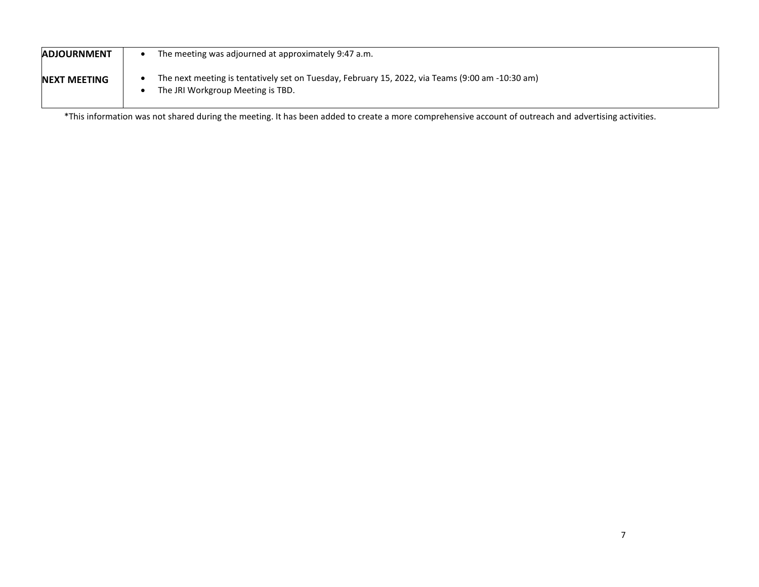| | |
|---|---|
| **ADJOURNMENT** | • The meeting was adjourned at approximately 9:47 a.m. |
| **NEXT MEETING** | • The next meeting is tentatively set on Tuesday, February 15, 2022, via Teams (9:00 am -10:30 am)<br>• The JRI Workgroup Meeting is TBD. |

*This information was not shared during the meeting. It has been added to create a more comprehensive account of outreach and advertising activities.